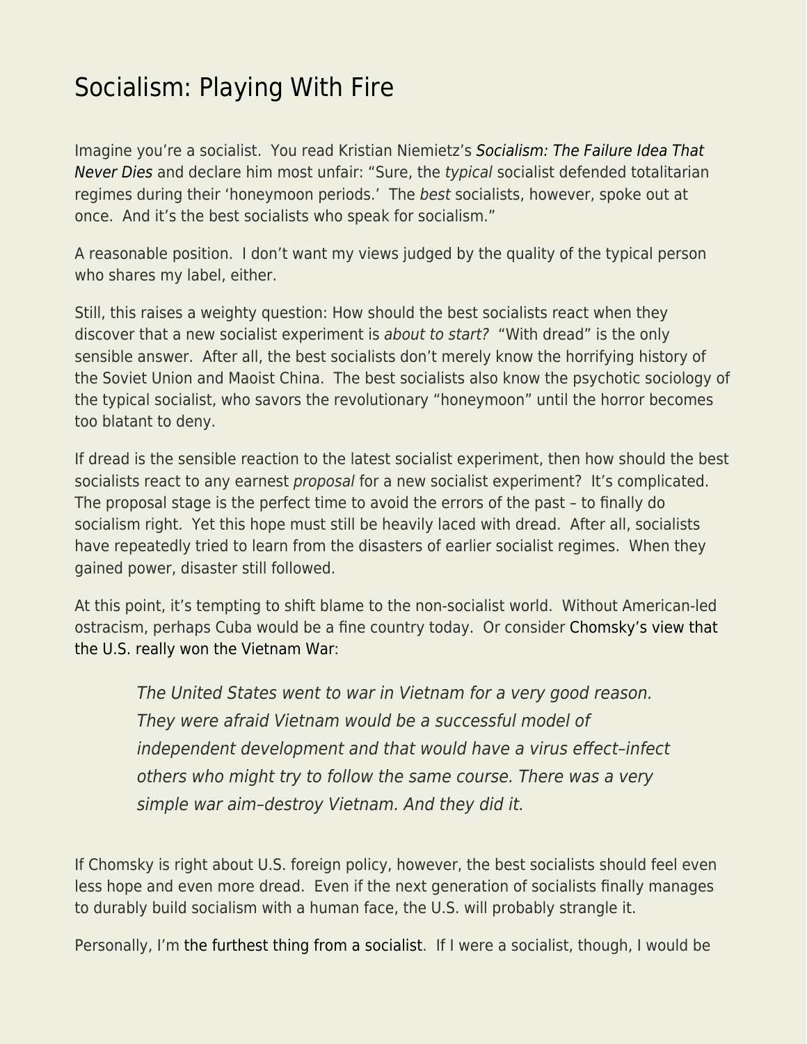# Socialism: Playing With Fire

Imagine you're a socialist. You read Kristian Niemietz's *Socialism: The Failure Idea That Never Dies* and declare him most unfair: "Sure, the *typical* socialist defended totalitarian regimes during their 'honeymoon periods.' The *best* socialists, however, spoke out at once. And it's the best socialists who speak for socialism."

A reasonable position. I don't want my views judged by the quality of the typical person who shares my label, either.

Still, this raises a weighty question: How should the best socialists react when they discover that a new socialist experiment is *about to start?* "With dread" is the only sensible answer. After all, the best socialists don't merely know the horrifying history of the Soviet Union and Maoist China. The best socialists also know the psychotic sociology of the typical socialist, who savors the revolutionary "honeymoon" until the horror becomes too blatant to deny.

If dread is the sensible reaction to the latest socialist experiment, then how should the best socialists react to any earnest *proposal* for a new socialist experiment? It's complicated. The proposal stage is the perfect time to avoid the errors of the past – to finally do socialism right. Yet this hope must still be heavily laced with dread. After all, socialists have repeatedly tried to learn from the disasters of earlier socialist regimes. When they gained power, disaster still followed.

At this point, it's tempting to shift blame to the non-socialist world. Without American-led ostracism, perhaps Cuba would be a fine country today. Or consider Chomsky's view that the U.S. really won the Vietnam War:

> *The United States went to war in Vietnam for a very good reason. They were afraid Vietnam would be a successful model of independent development and that would have a virus effect–infect others who might try to follow the same course. There was a very simple war aim–destroy Vietnam. And they did it.*

If Chomsky is right about U.S. foreign policy, however, the best socialists should feel even less hope and even more dread. Even if the next generation of socialists finally manages to durably build socialism with a human face, the U.S. will probably strangle it.

Personally, I'm the furthest thing from a socialist. If I were a socialist, though, I would be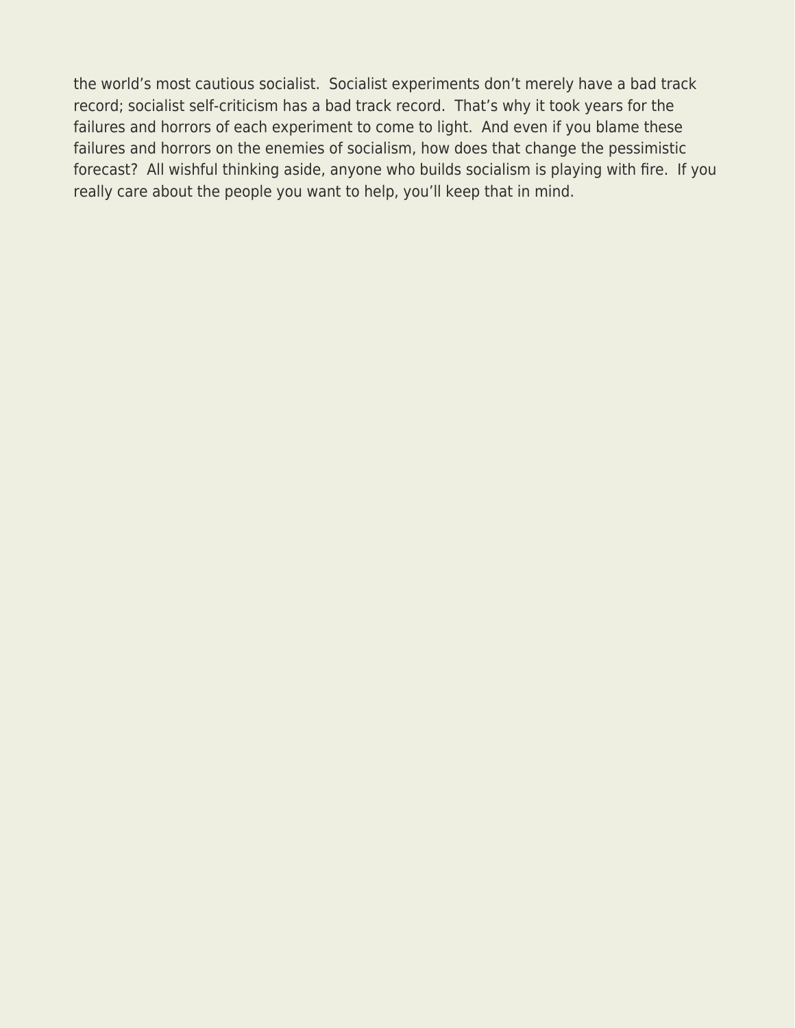the world's most cautious socialist. Socialist experiments don't merely have a bad track record; socialist self-criticism has a bad track record. That's why it took years for the failures and horrors of each experiment to come to light. And even if you blame these failures and horrors on the enemies of socialism, how does that change the pessimistic forecast? All wishful thinking aside, anyone who builds socialism is playing with fire. If you really care about the people you want to help, you'll keep that in mind.